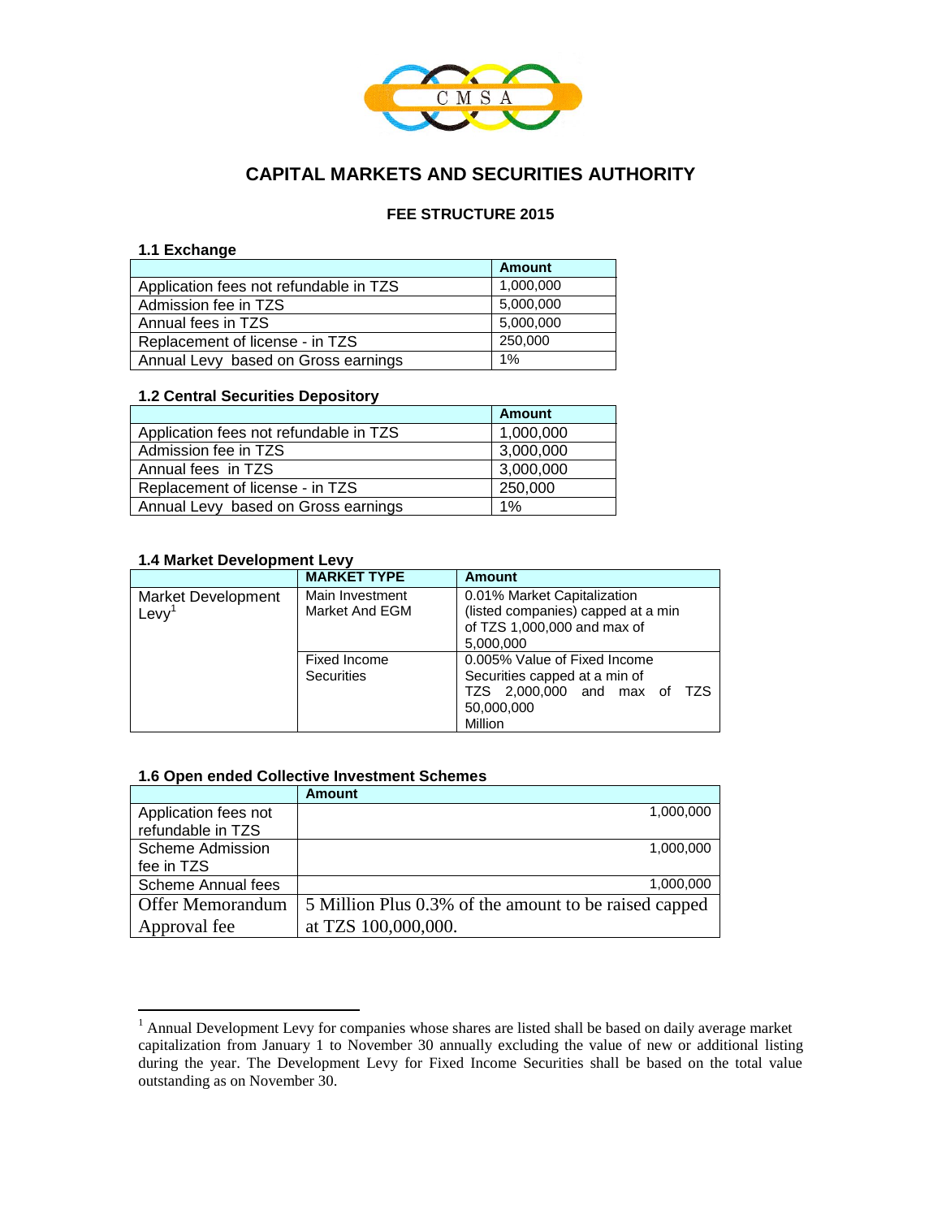CMSA

# CAPITAL MARKETS AND SECURITIES AUTHORITY

## FEE STRUCTURE 2015

### 1.1 Exchange

| | Amount |
|---|---|
| Application fees not refundable in TZS | 1,000,000 |
| Admission fee in TZS | 5,000,000 |
| Annual fees in TZS | 5,000,000 |
| Replacement of license - in TZS | 250,000 |
| Annual Levy based on Gross earnings | 1% |

### 1.2 Central Securities Depository

| | Amount |
|---|---|
| Application fees not refundable in TZS | 1,000,000 |
| Admission fee in TZS | 3,000,000 |
| Annual fees in TZS | 3,000,000 |
| Replacement of license - in TZS | 250,000 |
| Annual Levy based on Gross earnings | 1% |

### 1.4 Market Development Levy

| | MARKET TYPE | Amount |
|---|---|---|
| Market Development Levy[1] | Main Investment Market And EGM | 0.01% Market Capitalization (listed companies) capped at a min of TZS 1,000,000 and max of 5,000,000 |
| | Fixed Income Securities | 0.005% Value of Fixed Income Securities capped at a min of TZS 2,000,000 and max of TZS 50,000,000 Million |

### 1.6 Open ended Collective Investment Schemes

| | Amount |
|---|---|
| Application fees not refundable in TZS | 1,000,000 |
| Scheme Admission fee in TZS | 1,000,000 |
| Scheme Annual fees | 1,000,000 |
| Offer Memorandum Approval fee | 5 Million Plus 0.3% of the amount to be raised capped at TZS 100,000,000. |

---

[1] Annual Development Levy for companies whose shares are listed shall be based on daily average market capitalization from January 1 to November 30 annually excluding the value of new or additional listing during the year. The Development Levy for Fixed Income Securities shall be based on the total value outstanding as on November 30.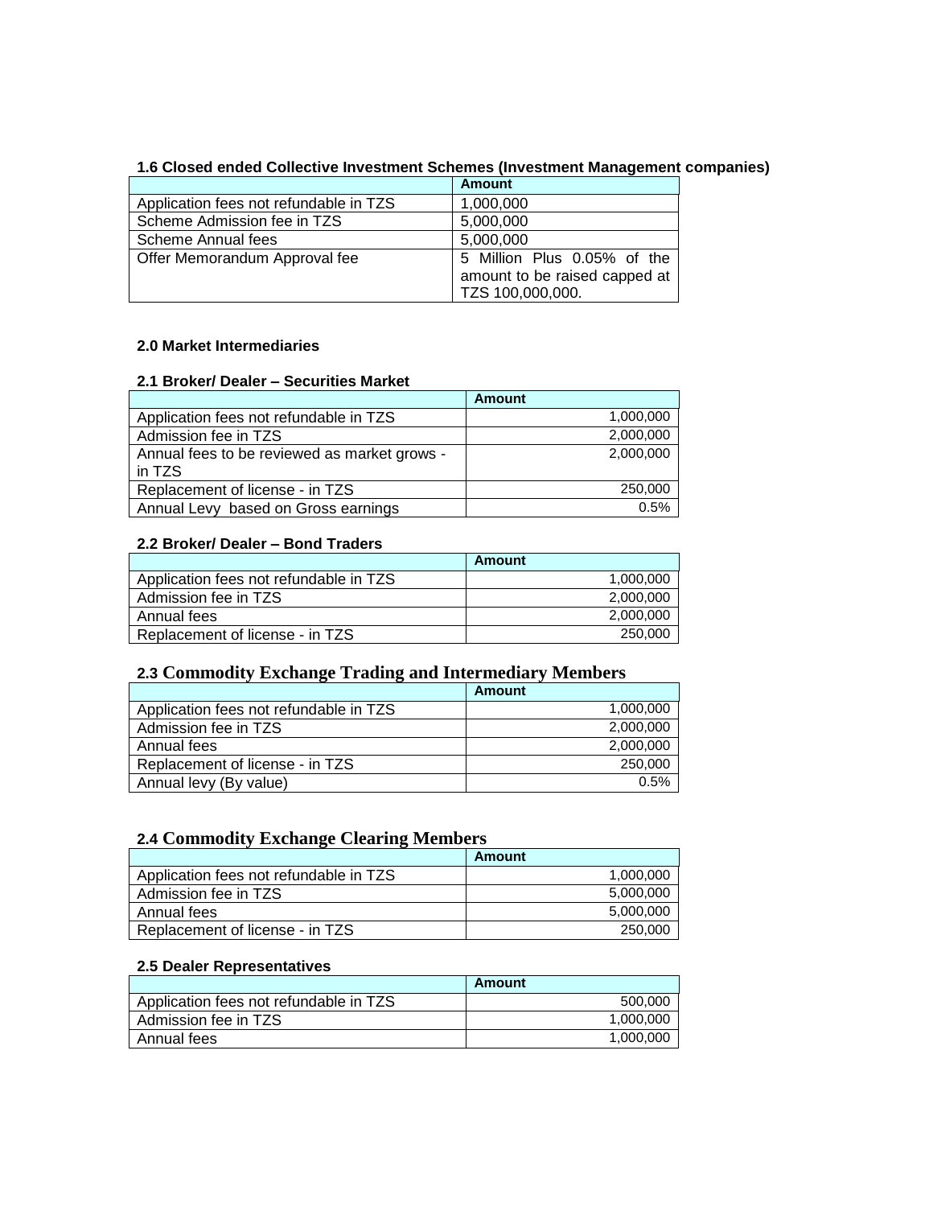#### 1.6 Closed ended Collective Investment Schemes (Investment Management companies)

| | Amount |
|---|---|
| Application fees not refundable in TZS | 1,000,000 |
| Scheme Admission fee in TZS | 5,000,000 |
| Scheme Annual fees | 5,000,000 |
| Offer Memorandum Approval fee | 5 Million Plus 0.05% of the amount to be raised capped at TZS 100,000,000. |

### 2.0 Market Intermediaries

#### 2.1 Broker/ Dealer – Securities Market

| | Amount |
|---|---|
| Application fees not refundable in TZS | 1,000,000 |
| Admission fee in TZS | 2,000,000 |
| Annual fees to be reviewed as market grows - in TZS | 2,000,000 |
| Replacement of license - in TZS | 250,000 |
| Annual Levy based on Gross earnings | 0.5% |

#### 2.2 Broker/ Dealer – Bond Traders

| | Amount |
|---|---|
| Application fees not refundable in TZS | 1,000,000 |
| Admission fee in TZS | 2,000,000 |
| Annual fees | 2,000,000 |
| Replacement of license - in TZS | 250,000 |

#### 2.3 Commodity Exchange Trading and Intermediary Members

| | Amount |
|---|---|
| Application fees not refundable in TZS | 1,000,000 |
| Admission fee in TZS | 2,000,000 |
| Annual fees | 2,000,000 |
| Replacement of license - in TZS | 250,000 |
| Annual levy (By value) | 0.5% |

#### 2.4 Commodity Exchange Clearing Members

| | Amount |
|---|---|
| Application fees not refundable in TZS | 1,000,000 |
| Admission fee in TZS | 5,000,000 |
| Annual fees | 5,000,000 |
| Replacement of license - in TZS | 250,000 |

#### 2.5 Dealer Representatives

| | Amount |
|---|---|
| Application fees not refundable in TZS | 500,000 |
| Admission fee in TZS | 1,000,000 |
| Annual fees | 1,000,000 |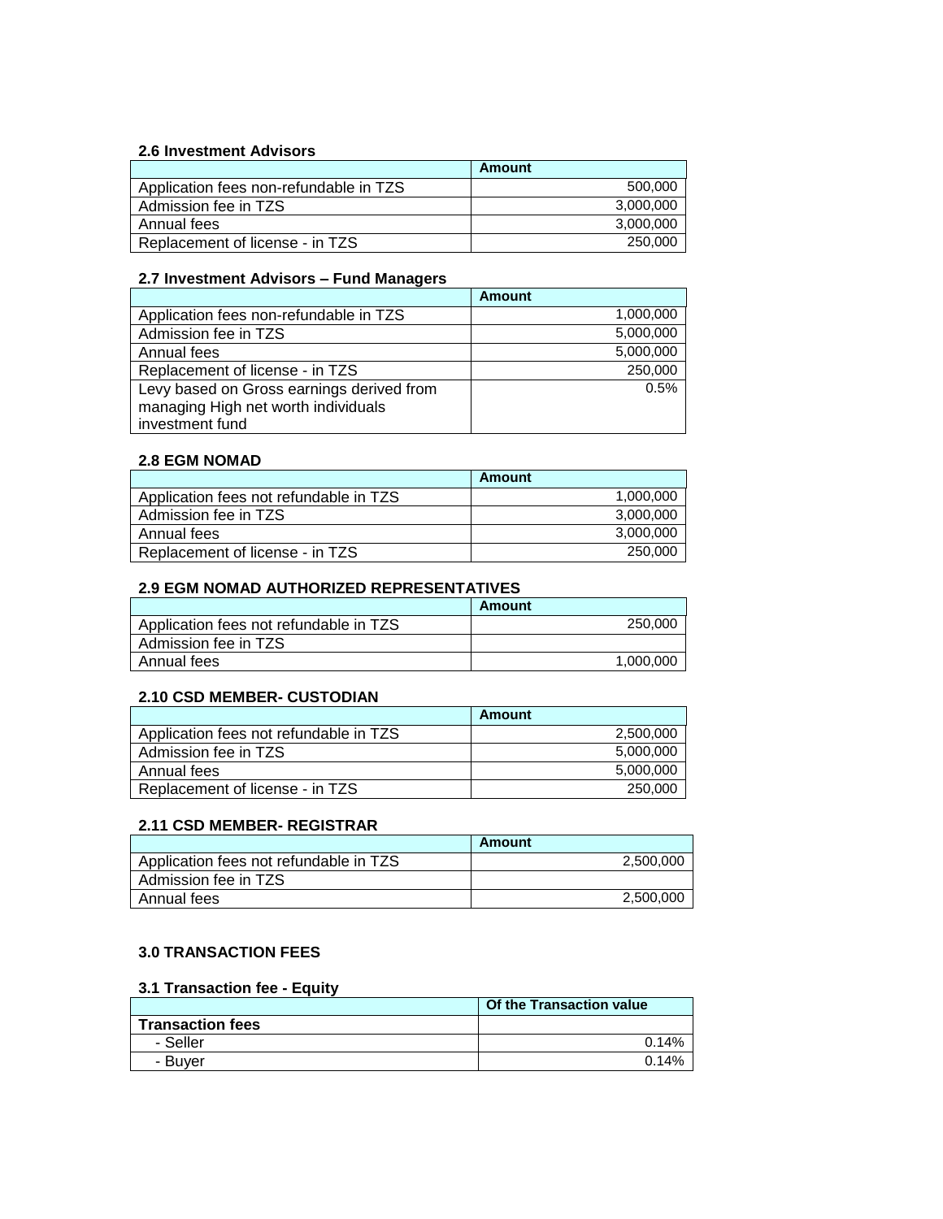### 2.6 Investment Advisors

| | Amount |
|---|---|
| Application fees non-refundable in TZS | 500,000 |
| Admission fee in TZS | 3,000,000 |
| Annual fees | 3,000,000 |
| Replacement of license - in TZS | 250,000 |

### 2.7 Investment Advisors – Fund Managers

| | Amount |
|---|---|
| Application fees non-refundable in TZS | 1,000,000 |
| Admission fee in TZS | 5,000,000 |
| Annual fees | 5,000,000 |
| Replacement of license - in TZS | 250,000 |
| Levy based on Gross earnings derived from managing High net worth individuals investment fund | 0.5% |

### 2.8 EGM NOMAD

| | Amount |
|---|---|
| Application fees not refundable in TZS | 1,000,000 |
| Admission fee in TZS | 3,000,000 |
| Annual fees | 3,000,000 |
| Replacement of license - in TZS | 250,000 |

### 2.9 EGM NOMAD AUTHORIZED REPRESENTATIVES

| | Amount |
|---|---|
| Application fees not refundable in TZS | 250,000 |
| Admission fee in TZS | |
| Annual fees | 1,000,000 |

### 2.10 CSD MEMBER- CUSTODIAN

| | Amount |
|---|---|
| Application fees not refundable in TZS | 2,500,000 |
| Admission fee in TZS | 5,000,000 |
| Annual fees | 5,000,000 |
| Replacement of license - in TZS | 250,000 |

### 2.11 CSD MEMBER- REGISTRAR

| | Amount |
|---|---|
| Application fees not refundable in TZS | 2,500,000 |
| Admission fee in TZS | |
| Annual fees | 2,500,000 |

## 3.0 TRANSACTION FEES

### 3.1 Transaction fee - Equity

| | Of the Transaction value |
|---|---|
| **Transaction fees** | |
| - Seller | 0.14% |
| - Buyer | 0.14% |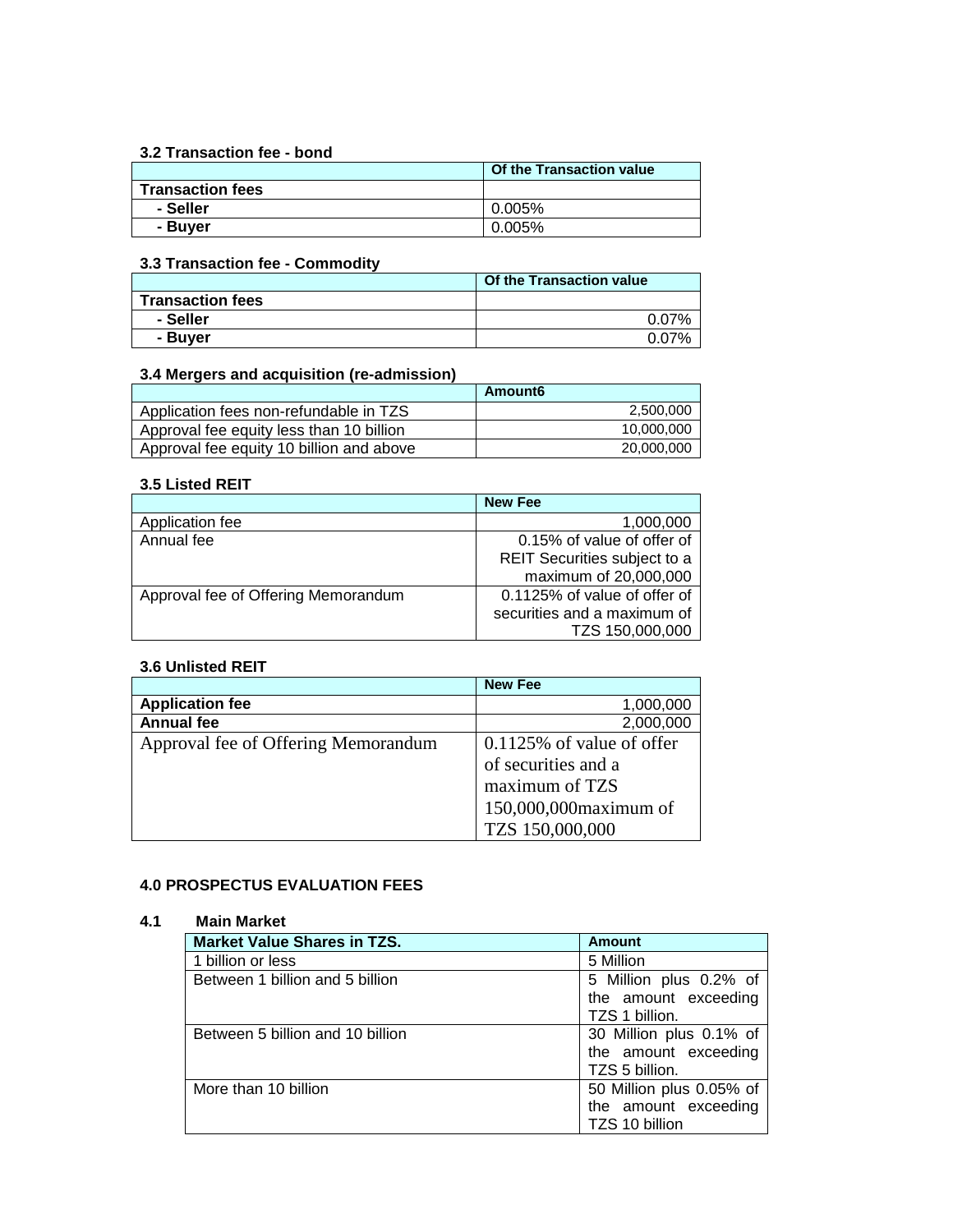### 3.2 Transaction fee - bond

| | Of the Transaction value |
|---|---|
| **Transaction fees** | |
| **- Seller** | 0.005% |
| **- Buyer** | 0.005% |

### 3.3 Transaction fee - Commodity

| | Of the Transaction value |
|---|---|
| **Transaction fees** | |
| **- Seller** | 0.07% |
| **- Buyer** | 0.07% |

### 3.4 Mergers and acquisition (re-admission)

| | Amount6 |
|---|---|
| Application fees non-refundable in TZS | 2,500,000 |
| Approval fee equity less than 10 billion | 10,000,000 |
| Approval fee equity 10 billion and above | 20,000,000 |

### 3.5 Listed REIT

| | New Fee |
|---|---|
| Application fee | 1,000,000 |
| Annual fee | 0.15% of value of offer of REIT Securities subject to a maximum of 20,000,000 |
| Approval fee of Offering Memorandum | 0.1125% of value of offer of securities and a maximum of TZS 150,000,000 |

### 3.6 Unlisted REIT

| | New Fee |
|---|---|
| **Application fee** | 1,000,000 |
| **Annual fee** | 2,000,000 |
| Approval fee of Offering Memorandum | 0.1125% of value of offer of securities and a maximum of TZS 150,000,000maximum of TZS 150,000,000 |

## 4.0 PROSPECTUS EVALUATION FEES

### 4.1 Main Market

| Market Value Shares in TZS. | Amount |
|---|---|
| 1 billion or less | 5 Million |
| Between 1 billion and 5 billion | 5 Million plus 0.2% of the amount exceeding TZS 1 billion. |
| Between 5 billion and 10 billion | 30 Million plus 0.1% of the amount exceeding TZS 5 billion. |
| More than 10 billion | 50 Million plus 0.05% of the amount exceeding TZS 10 billion |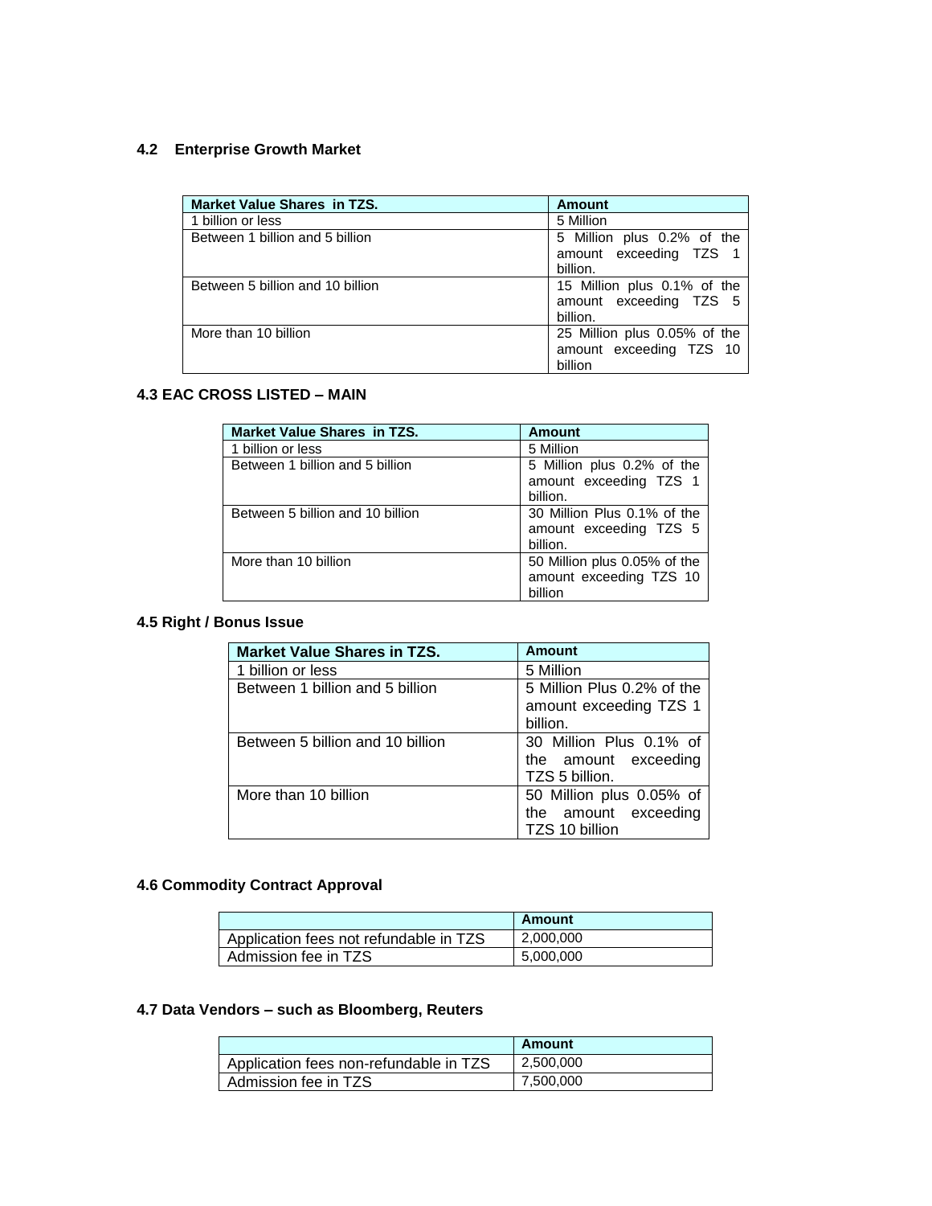### 4.2 Enterprise Growth Market

| Market Value Shares in TZS. | Amount |
|---|---|
| 1 billion or less | 5 Million |
| Between 1 billion and 5 billion | 5 Million plus 0.2% of the amount exceeding TZS 1 billion. |
| Between 5 billion and 10 billion | 15 Million plus 0.1% of the amount exceeding TZS 5 billion. |
| More than 10 billion | 25 Million plus 0.05% of the amount exceeding TZS 10 billion |

### 4.3 EAC CROSS LISTED – MAIN

| Market Value Shares in TZS. | Amount |
|---|---|
| 1 billion or less | 5 Million |
| Between 1 billion and 5 billion | 5 Million plus 0.2% of the amount exceeding TZS 1 billion. |
| Between 5 billion and 10 billion | 30 Million Plus 0.1% of the amount exceeding TZS 5 billion. |
| More than 10 billion | 50 Million plus 0.05% of the amount exceeding TZS 10 billion |

### 4.5 Right / Bonus Issue

| Market Value Shares in TZS. | Amount |
|---|---|
| 1 billion or less | 5 Million |
| Between 1 billion and 5 billion | 5 Million Plus 0.2% of the amount exceeding TZS 1 billion. |
| Between 5 billion and 10 billion | 30 Million Plus 0.1% of the amount exceeding TZS 5 billion. |
| More than 10 billion | 50 Million plus 0.05% of the amount exceeding TZS 10 billion |

### 4.6 Commodity Contract Approval

| | Amount |
|---|---|
| Application fees not refundable in TZS | 2,000,000 |
| Admission fee in TZS | 5,000,000 |

### 4.7 Data Vendors – such as Bloomberg, Reuters

| | Amount |
|---|---|
| Application fees non-refundable in TZS | 2,500,000 |
| Admission fee in TZS | 7,500,000 |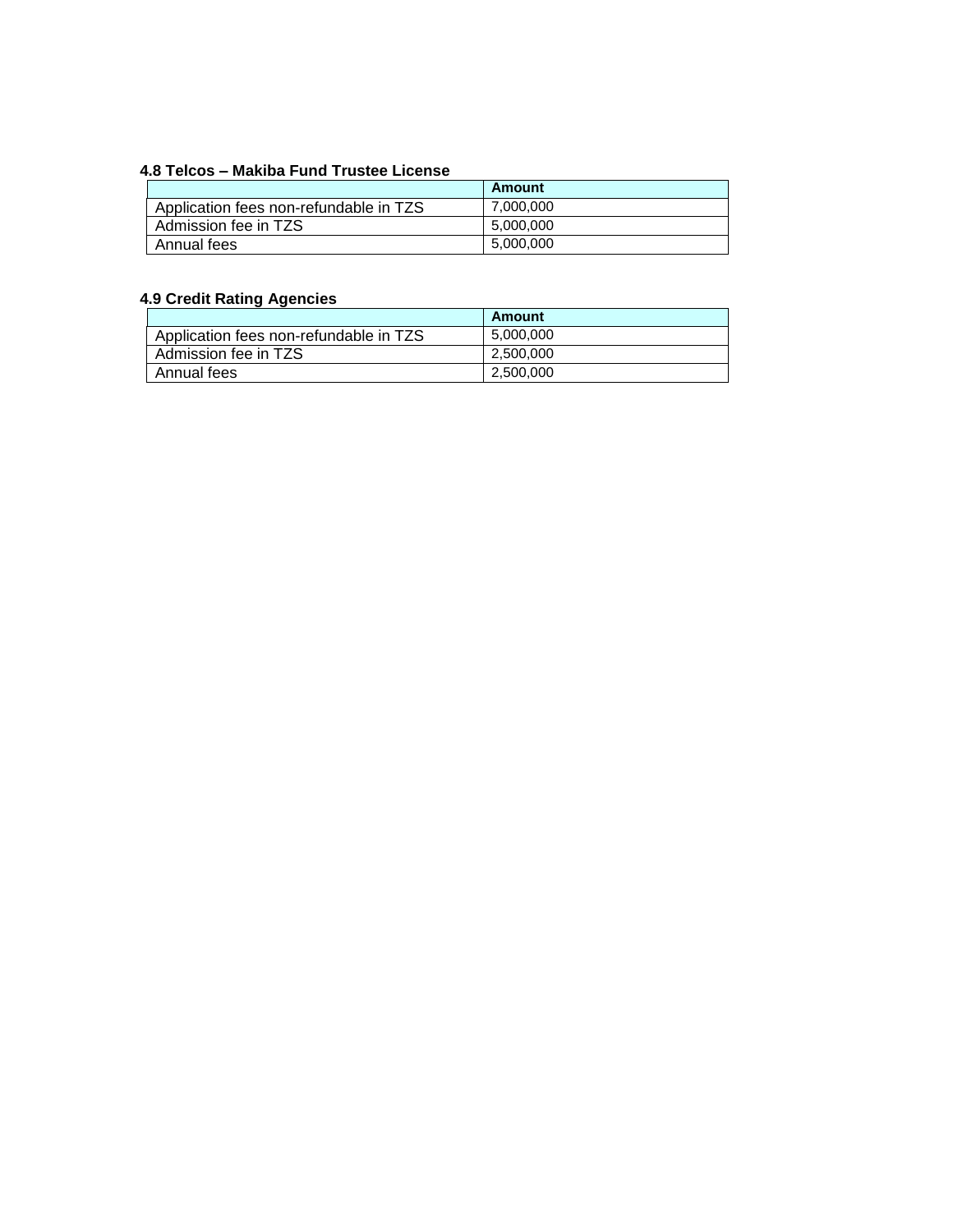**4.8 Telcos – Makiba Fund Trustee License**

| | Amount |
|---|---|
| Application fees non-refundable in TZS | 7,000,000 |
| Admission fee in TZS | 5,000,000 |
| Annual fees | 5,000,000 |

**4.9 Credit Rating Agencies**

| | Amount |
|---|---|
| Application fees non-refundable in TZS | 5,000,000 |
| Admission fee in TZS | 2,500,000 |
| Annual fees | 2,500,000 |